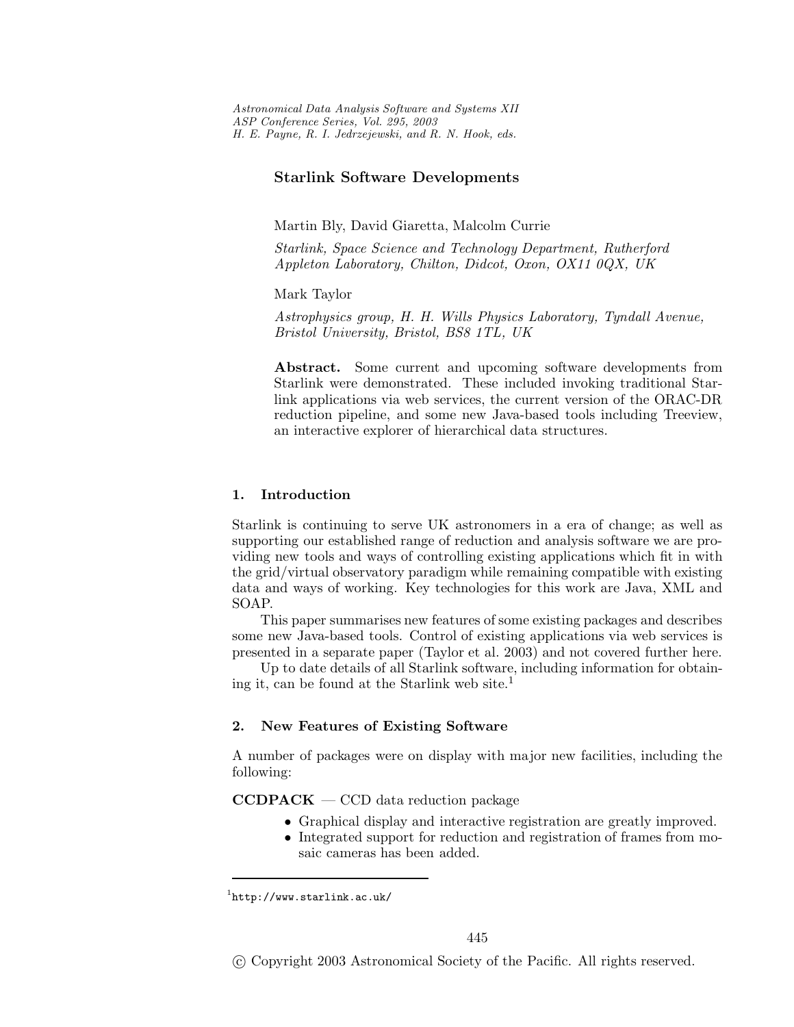# Starlink Software Developments

Martin Bly, David Giaretta, Malcolm Currie

*Starlink, Space Science and Technology Department, Rutherford Appleton Laboratory, Chilton, Didcot, Oxon, OX11 0QX, UK*

Mark Taylor

*Astrophysics group, H. H. Wills Physics Laboratory, Tyndall Avenue, Bristol University, Bristol, BS8 1TL, UK*

**Abstract.** Some current and upcoming software developments from Starlink were demonstrated. These included invoking traditional Starlink applications via web services, the current version of the ORAC-DR reduction pipeline, and some new Java-based tools including Treeview, an interactive explorer of hierarchical data structures.

## 1. Introduction

Starlink is continuing to serve UK astronomers in a era of change; as well as supporting our established range of reduction and analysis software we are providing new tools and ways of controlling existing applications which fit in with the grid/virtual observatory paradigm while remaining compatible with existing data and ways of working. Key technologies for this work are Java, XML and SOAP.

This paper summarises new features of some existing packages and describes some new Java-based tools. Control of existing applications via web services is presented in a separate paper (Taylor et al. 2003) and not covered further here.

Up to date details of all Starlink software, including information for obtaining it, can be found at the Starlink web site.[1]

## 2. New Features of Existing Software

A number of packages were on display with major new facilities, including the following:

**CCDPACK** — CCD data reduction package

- Graphical display and interactive registration are greatly improved.
- Integrated support for reduction and registration of frames from mosaic cameras has been added.

[1] `http://www.starlink.ac.uk/`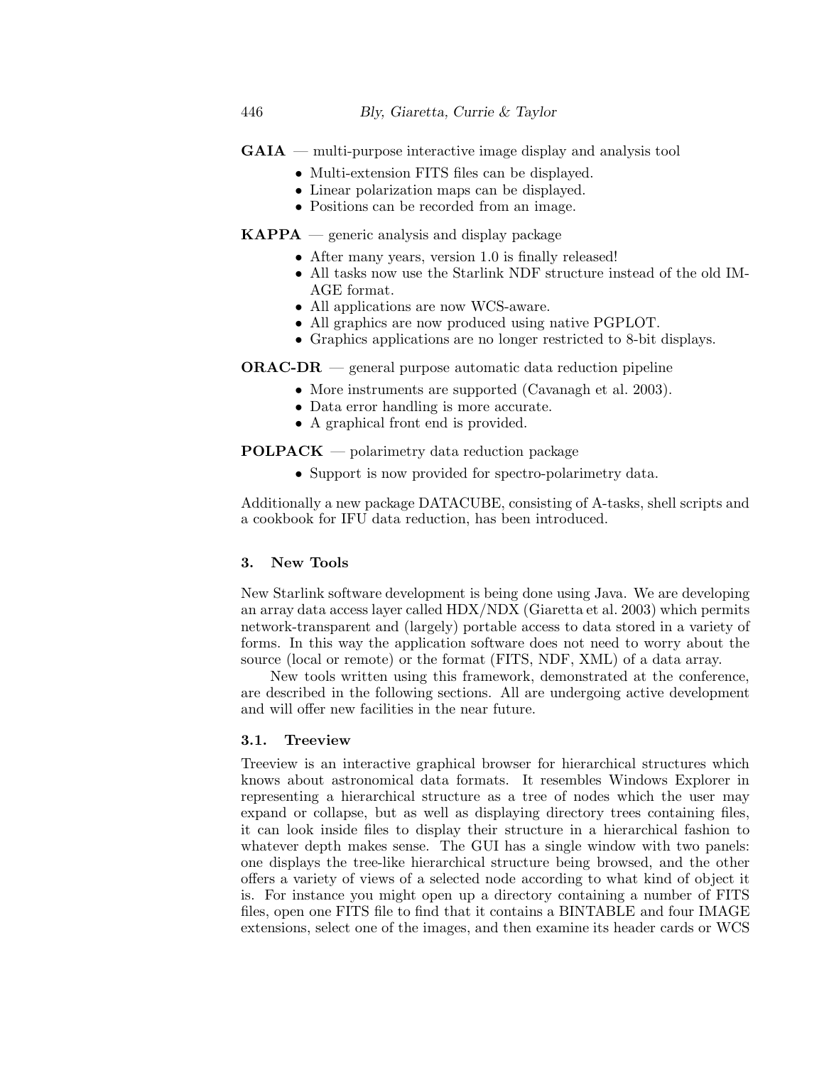**GAIA** — multi-purpose interactive image display and analysis tool

- Multi-extension FITS files can be displayed.
- Linear polarization maps can be displayed.
- Positions can be recorded from an image.

**KAPPA** — generic analysis and display package

- After many years, version 1.0 is finally released!
- All tasks now use the Starlink NDF structure instead of the old IMAGE format.
- All applications are now WCS-aware.
- All graphics are now produced using native PGPLOT.
- Graphics applications are no longer restricted to 8-bit displays.

**ORAC-DR** — general purpose automatic data reduction pipeline

- More instruments are supported (Cavanagh et al. 2003).
- Data error handling is more accurate.
- A graphical front end is provided.

**POLPACK** — polarimetry data reduction package

- Support is now provided for spectro-polarimetry data.

Additionally a new package DATACUBE, consisting of A-tasks, shell scripts and a cookbook for IFU data reduction, has been introduced.

## 3. New Tools

New Starlink software development is being done using Java. We are developing an array data access layer called HDX/NDX (Giaretta et al. 2003) which permits network-transparent and (largely) portable access to data stored in a variety of forms. In this way the application software does not need to worry about the source (local or remote) or the format (FITS, NDF, XML) of a data array.

New tools written using this framework, demonstrated at the conference, are described in the following sections. All are undergoing active development and will offer new facilities in the near future.

### 3.1. Treeview

Treeview is an interactive graphical browser for hierarchical structures which knows about astronomical data formats. It resembles Windows Explorer in representing a hierarchical structure as a tree of nodes which the user may expand or collapse, but as well as displaying directory trees containing files, it can look inside files to display their structure in a hierarchical fashion to whatever depth makes sense. The GUI has a single window with two panels: one displays the tree-like hierarchical structure being browsed, and the other offers a variety of views of a selected node according to what kind of object it is. For instance you might open up a directory containing a number of FITS files, open one FITS file to find that it contains a BINTABLE and four IMAGE extensions, select one of the images, and then examine its header cards or WCS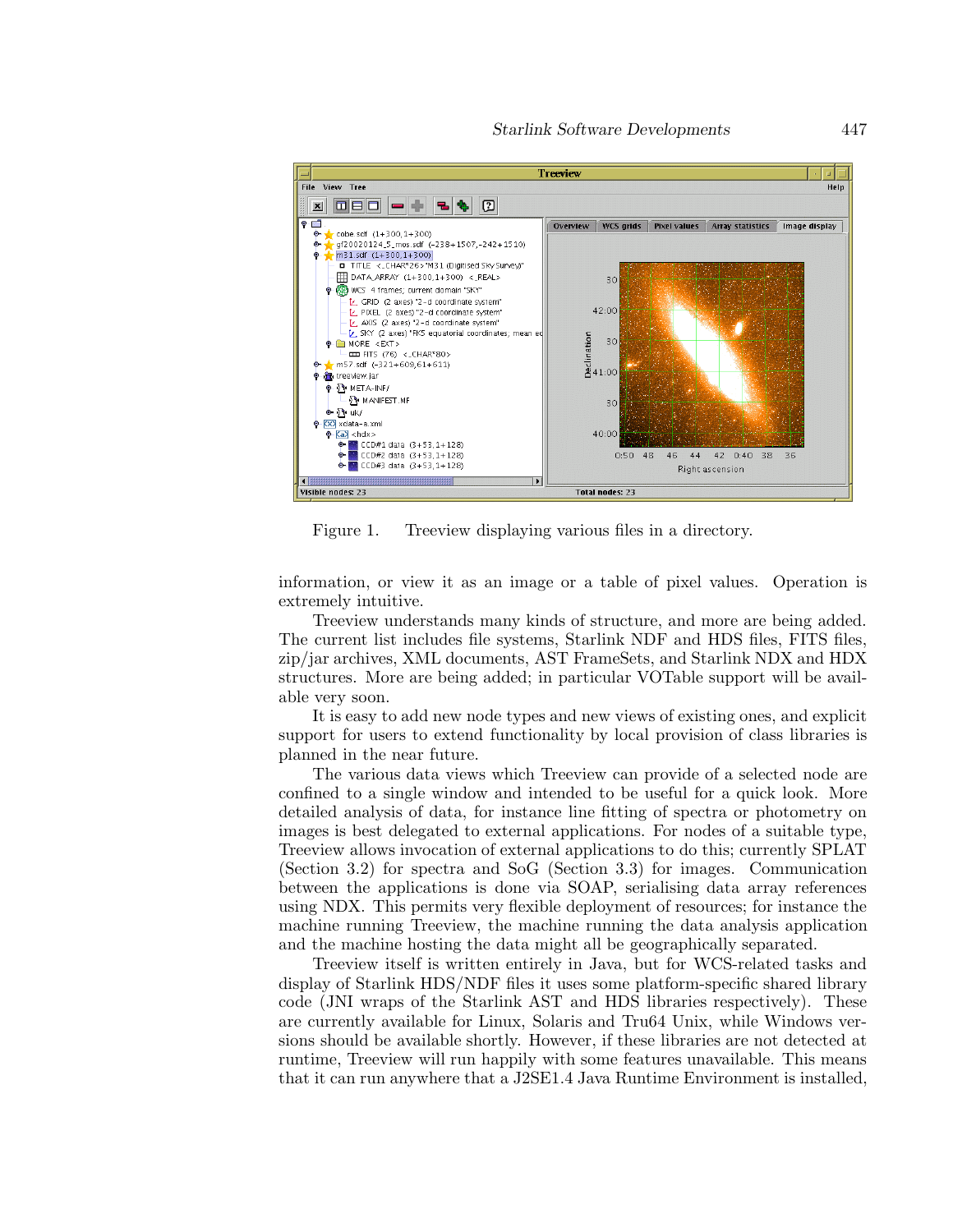Figure 1. Treeview displaying various files in a directory.

information, or view it as an image or a table of pixel values. Operation is extremely intuitive.

Treeview understands many kinds of structure, and more are being added. The current list includes file systems, Starlink NDF and HDS files, FITS files, zip/jar archives, XML documents, AST FrameSets, and Starlink NDX and HDX structures. More are being added; in particular VOTable support will be available very soon.

It is easy to add new node types and new views of existing ones, and explicit support for users to extend functionality by local provision of class libraries is planned in the near future.

The various data views which Treeview can provide of a selected node are confined to a single window and intended to be useful for a quick look. More detailed analysis of data, for instance line fitting of spectra or photometry on images is best delegated to external applications. For nodes of a suitable type, Treeview allows invocation of external applications to do this; currently SPLAT (Section 3.2) for spectra and SoG (Section 3.3) for images. Communication between the applications is done via SOAP, serialising data array references using NDX. This permits very flexible deployment of resources; for instance the machine running Treeview, the machine running the data analysis application and the machine hosting the data might all be geographically separated.

Treeview itself is written entirely in Java, but for WCS-related tasks and display of Starlink HDS/NDF files it uses some platform-specific shared library code (JNI wraps of the Starlink AST and HDS libraries respectively). These are currently available for Linux, Solaris and Tru64 Unix, while Windows versions should be available shortly. However, if these libraries are not detected at runtime, Treeview will run happily with some features unavailable. This means that it can run anywhere that a J2SE1.4 Java Runtime Environment is installed,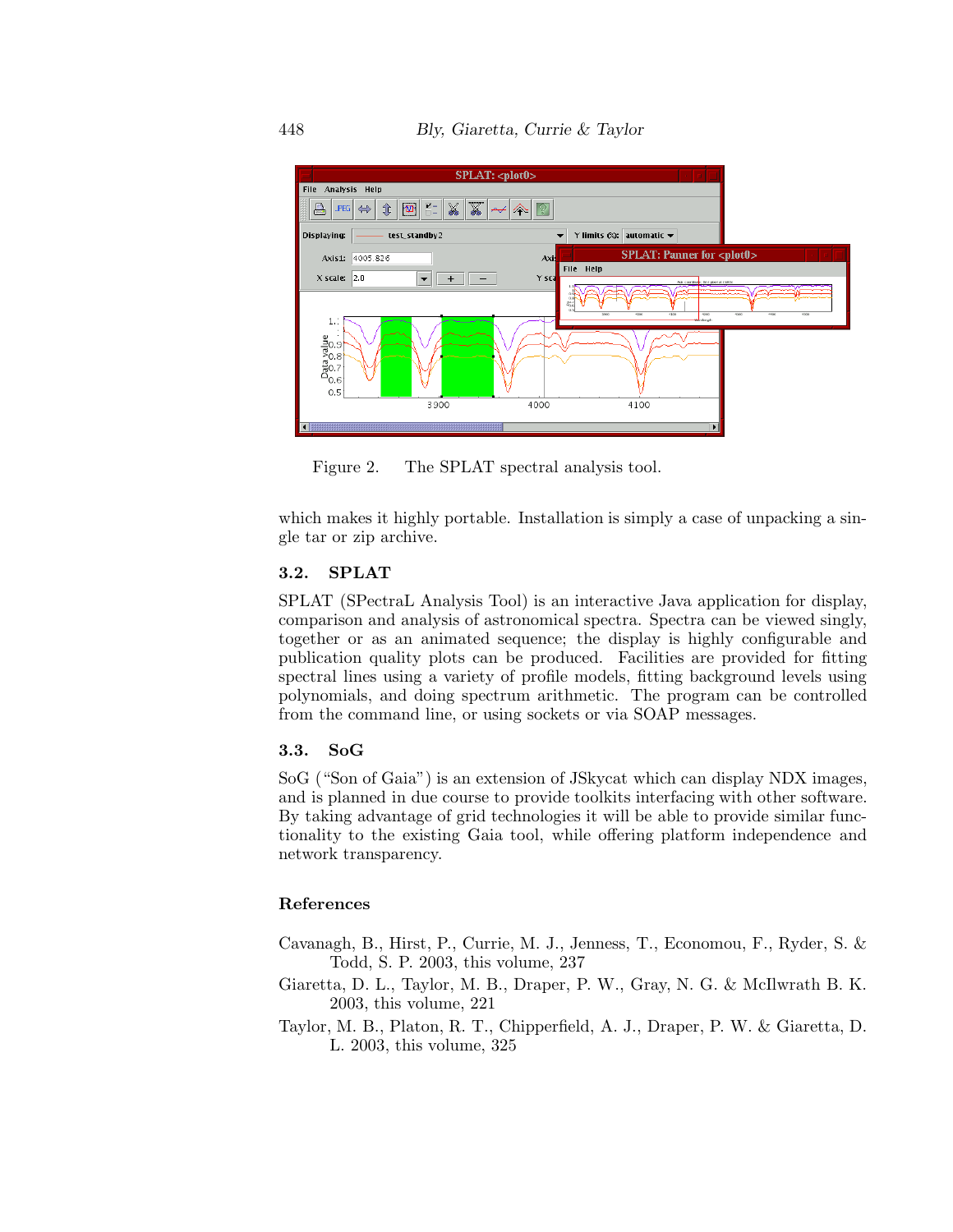SPLAT: <plot0>

File Analysis Help

Displaying: test_standby2

Y limits (X): automatic

Axis1: 4005.826

X scale: 2.0

SPLAT: Panner for <plot0>

File Help

Data value

1.

0.9

0.8

0.7

0.6

0.5

3900

4000

4100

Figure 2. The SPLAT spectral analysis tool.

which makes it highly portable. Installation is simply a case of unpacking a single tar or zip archive.

### 3.2. SPLAT

SPLAT (SPectraL Analysis Tool) is an interactive Java application for display, comparison and analysis of astronomical spectra. Spectra can be viewed singly, together or as an animated sequence; the display is highly configurable and publication quality plots can be produced. Facilities are provided for fitting spectral lines using a variety of profile models, fitting background levels using polynomials, and doing spectrum arithmetic. The program can be controlled from the command line, or using sockets or via SOAP messages.

### 3.3. SoG

SoG ("Son of Gaia") is an extension of JSkycat which can display NDX images, and is planned in due course to provide toolkits interfacing with other software. By taking advantage of grid technologies it will be able to provide similar functionality to the existing Gaia tool, while offering platform independence and network transparency.

## References

Cavanagh, B., Hirst, P., Currie, M. J., Jenness, T., Economou, F., Ryder, S. & Todd, S. P. 2003, this volume, 237

Giaretta, D. L., Taylor, M. B., Draper, P. W., Gray, N. G. & McIlwrath B. K. 2003, this volume, 221

Taylor, M. B., Platon, R. T., Chipperfield, A. J., Draper, P. W. & Giaretta, D. L. 2003, this volume, 325